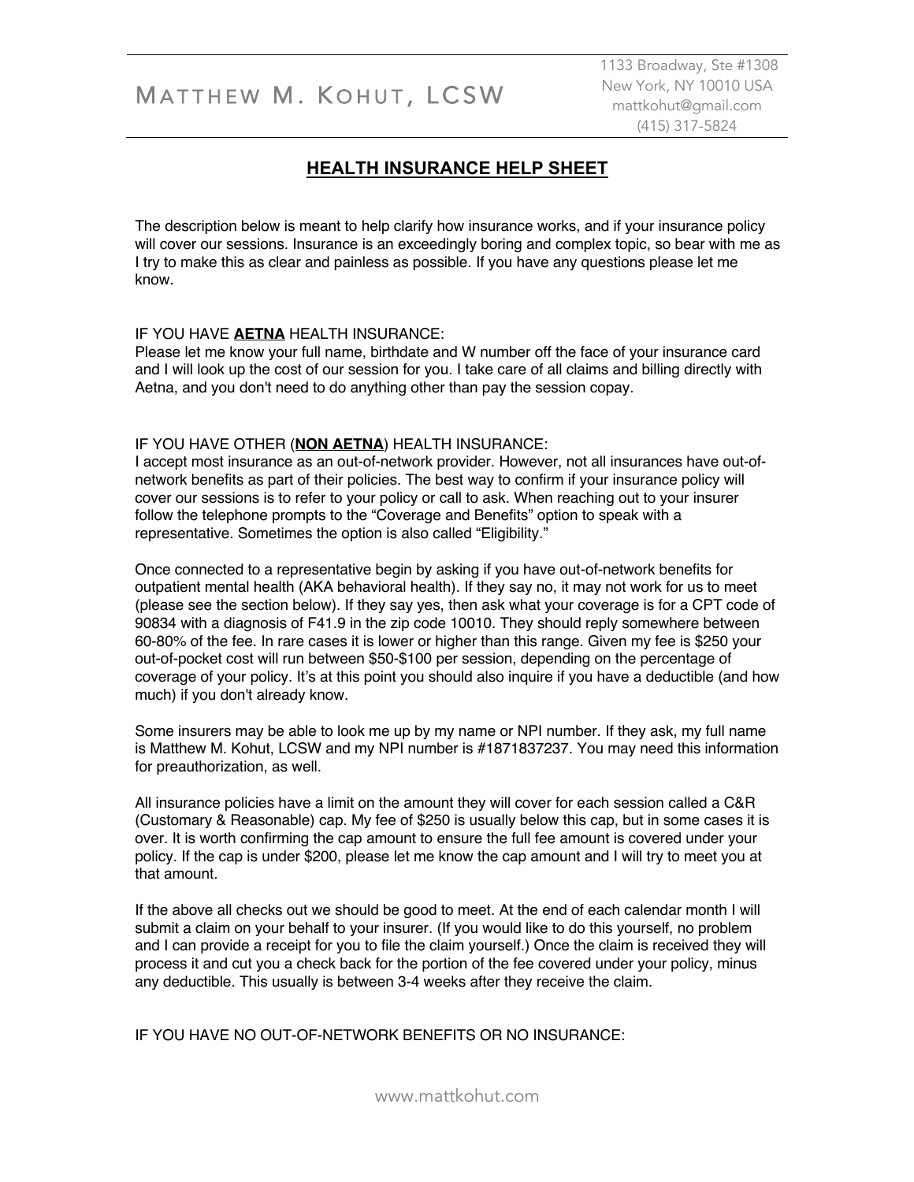# Matthew M. Kohut, LCSW

1133 Broadway, Ste #1308
New York, NY 10010 USA
mattkohut@gmail.com
(415) 317-5824

## HEALTH INSURANCE HELP SHEET

The description below is meant to help clarify how insurance works, and if your insurance policy will cover our sessions. Insurance is an exceedingly boring and complex topic, so bear with me as I try to make this as clear and painless as possible. If you have any questions please let me know.

IF YOU HAVE **AETNA** HEALTH INSURANCE:
Please let me know your full name, birthdate and W number off the face of your insurance card and I will look up the cost of our session for you. I take care of all claims and billing directly with Aetna, and you don't need to do anything other than pay the session copay.

IF YOU HAVE OTHER (**NON AETNA**) HEALTH INSURANCE:
I accept most insurance as an out-of-network provider. However, not all insurances have out-of-network benefits as part of their policies. The best way to confirm if your insurance policy will cover our sessions is to refer to your policy or call to ask. When reaching out to your insurer follow the telephone prompts to the "Coverage and Benefits" option to speak with a representative. Sometimes the option is also called "Eligibility."

Once connected to a representative begin by asking if you have out-of-network benefits for outpatient mental health (AKA behavioral health). If they say no, it may not work for us to meet (please see the section below). If they say yes, then ask what your coverage is for a CPT code of 90834 with a diagnosis of F41.9 in the zip code 10010. They should reply somewhere between 60-80% of the fee. In rare cases it is lower or higher than this range. Given my fee is $250 your out-of-pocket cost will run between $50-$100 per session, depending on the percentage of coverage of your policy. It's at this point you should also inquire if you have a deductible (and how much) if you don't already know.

Some insurers may be able to look me up by my name or NPI number. If they ask, my full name is Matthew M. Kohut, LCSW and my NPI number is #1871837237. You may need this information for preauthorization, as well.

All insurance policies have a limit on the amount they will cover for each session called a C&R (Customary & Reasonable) cap. My fee of $250 is usually below this cap, but in some cases it is over. It is worth confirming the cap amount to ensure the full fee amount is covered under your policy. If the cap is under $200, please let me know the cap amount and I will try to meet you at that amount.

If the above all checks out we should be good to meet. At the end of each calendar month I will submit a claim on your behalf to your insurer. (If you would like to do this yourself, no problem and I can provide a receipt for you to file the claim yourself.) Once the claim is received they will process it and cut you a check back for the portion of the fee covered under your policy, minus any deductible. This usually is between 3-4 weeks after they receive the claim.

IF YOU HAVE NO OUT-OF-NETWORK BENEFITS OR NO INSURANCE:

www.mattkohut.com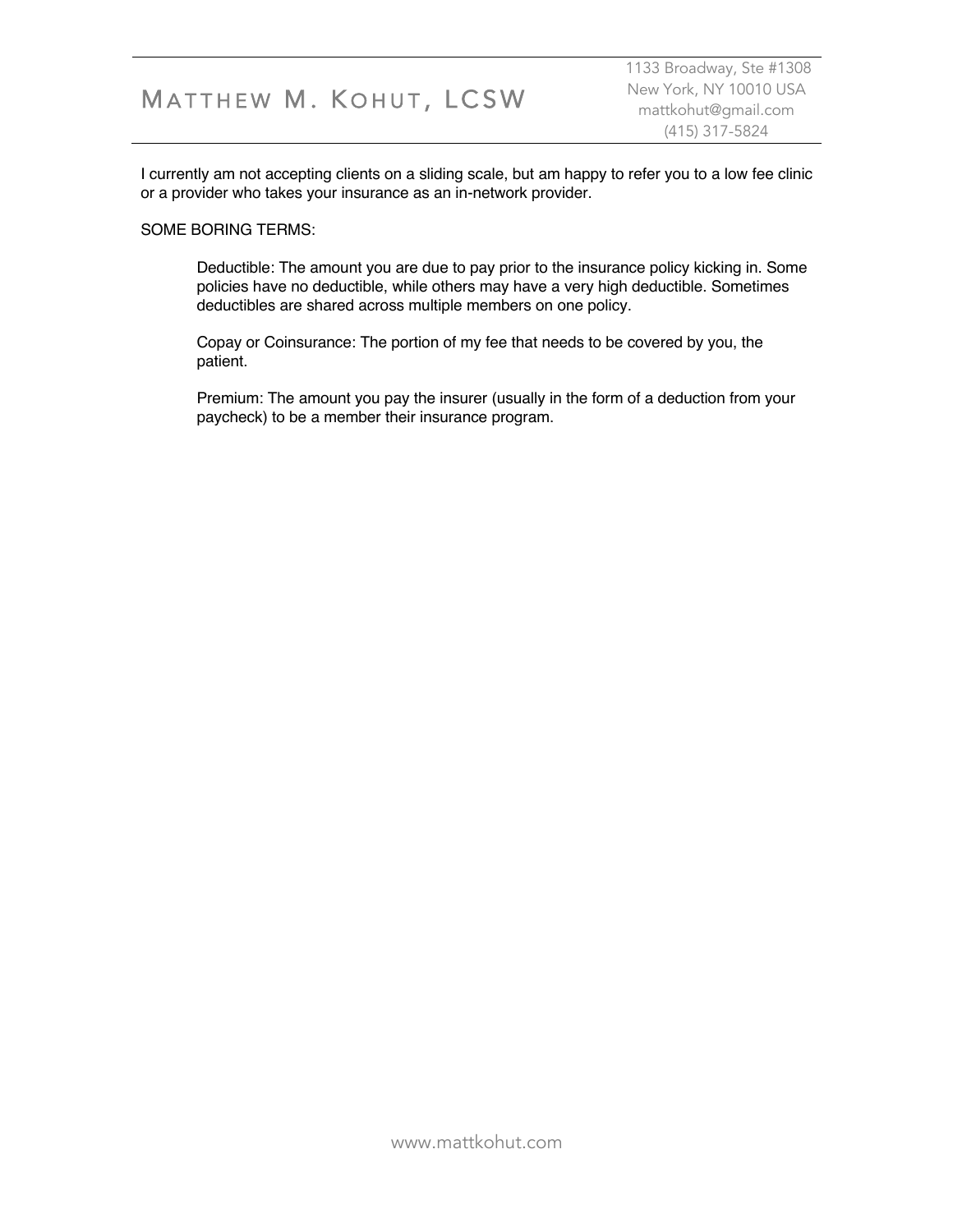I currently am not accepting clients on a sliding scale, but am happy to refer you to a low fee clinic or a provider who takes your insurance as an in-network provider.

SOME BORING TERMS:

> Deductible: The amount you are due to pay prior to the insurance policy kicking in. Some policies have no deductible, while others may have a very high deductible. Sometimes deductibles are shared across multiple members on one policy.
>
> Copay or Coinsurance: The portion of my fee that needs to be covered by you, the patient.
>
> Premium: The amount you pay the insurer (usually in the form of a deduction from your paycheck) to be a member their insurance program.